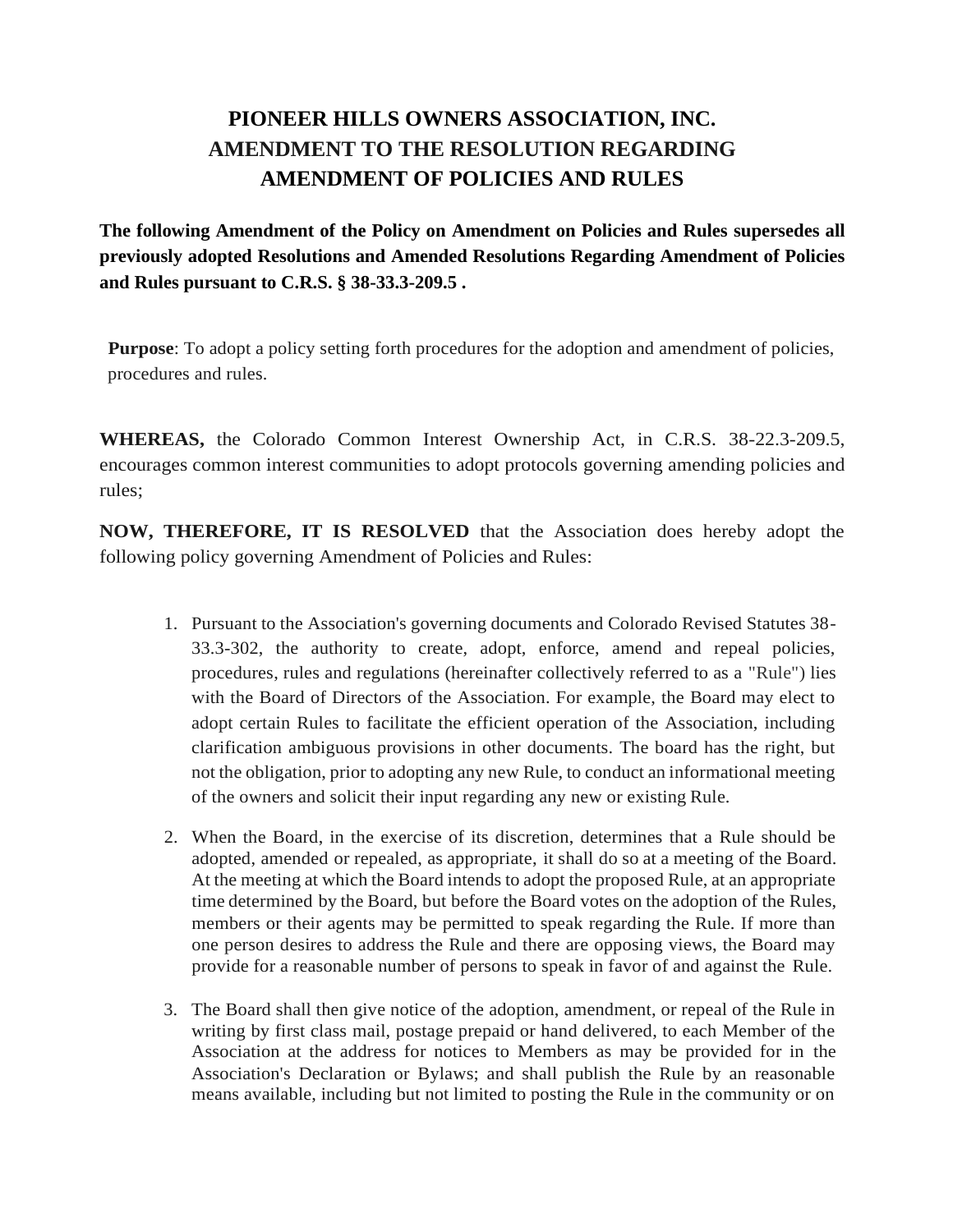# PIONEER HILLS OWNERS ASSOCIATION, INC.
# AMENDMENT TO THE RESOLUTION REGARDING AMENDMENT OF POLICIES AND RULES

**The following Amendment of the Policy on Amendment on Policies and Rules supersedes all previously adopted Resolutions and Amended Resolutions Regarding Amendment of Policies and Rules pursuant to C.R.S. § 38-33.3-209.5 .**

**Purpose**: To adopt a policy setting forth procedures for the adoption and amendment of policies, procedures and rules.

**WHEREAS,** the Colorado Common Interest Ownership Act, in C.R.S. 38-22.3-209.5, encourages common interest communities to adopt protocols governing amending policies and rules;

**NOW, THEREFORE, IT IS RESOLVED** that the Association does hereby adopt the following policy governing Amendment of Policies and Rules:

1. Pursuant to the Association's governing documents and Colorado Revised Statutes 38-33.3-302, the authority to create, adopt, enforce, amend and repeal policies, procedures, rules and regulations (hereinafter collectively referred to as a "Rule") lies with the Board of Directors of the Association. For example, the Board may elect to adopt certain Rules to facilitate the efficient operation of the Association, including clarification ambiguous provisions in other documents. The board has the right, but not the obligation, prior to adopting any new Rule, to conduct an informational meeting of the owners and solicit their input regarding any new or existing Rule.

2. When the Board, in the exercise of its discretion, determines that a Rule should be adopted, amended or repealed, as appropriate, it shall do so at a meeting of the Board. At the meeting at which the Board intends to adopt the proposed Rule, at an appropriate time determined by the Board, but before the Board votes on the adoption of the Rules, members or their agents may be permitted to speak regarding the Rule. If more than one person desires to address the Rule and there are opposing views, the Board may provide for a reasonable number of persons to speak in favor of and against the Rule.

3. The Board shall then give notice of the adoption, amendment, or repeal of the Rule in writing by first class mail, postage prepaid or hand delivered, to each Member of the Association at the address for notices to Members as may be provided for in the Association's Declaration or Bylaws; and shall publish the Rule by an reasonable means available, including but not limited to posting the Rule in the community or on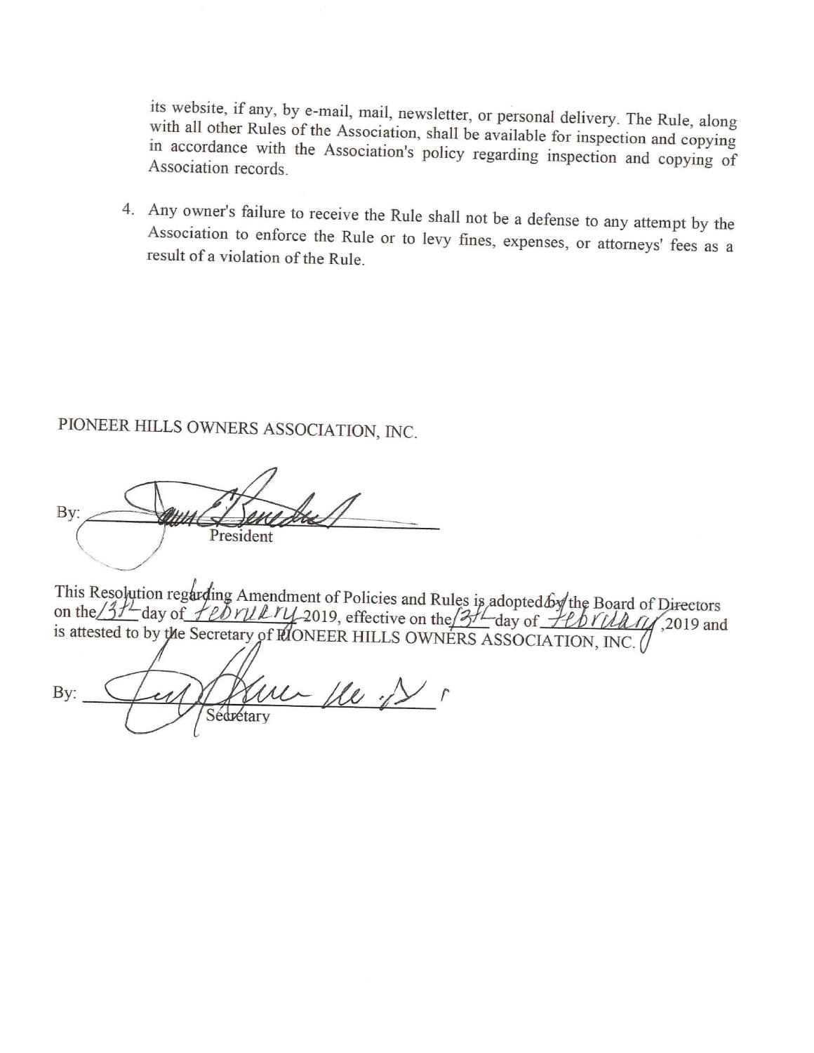its website, if any, by e-mail, mail, newsletter, or personal delivery. The Rule, along with all other Rules of the Association, shall be available for inspection and copying in accordance with the Association's policy regarding inspection and copying of Association records.

4. Any owner's failure to receive the Rule shall not be a defense to any attempt by the Association to enforce the Rule or to levy fines, expenses, or attorneys' fees as a result of a violation of the Rule.

PIONEER HILLS OWNERS ASSOCIATION, INC.

By: ______________________________
President

This Resolution regarding Amendment of Policies and Rules is adopted by the Board of Directors on the 13th day of February 2019, effective on the 13th day of February, 2019 and is attested to by the Secretary of PIONEER HILLS OWNERS ASSOCIATION, INC.

By: ______________________________
Secretary